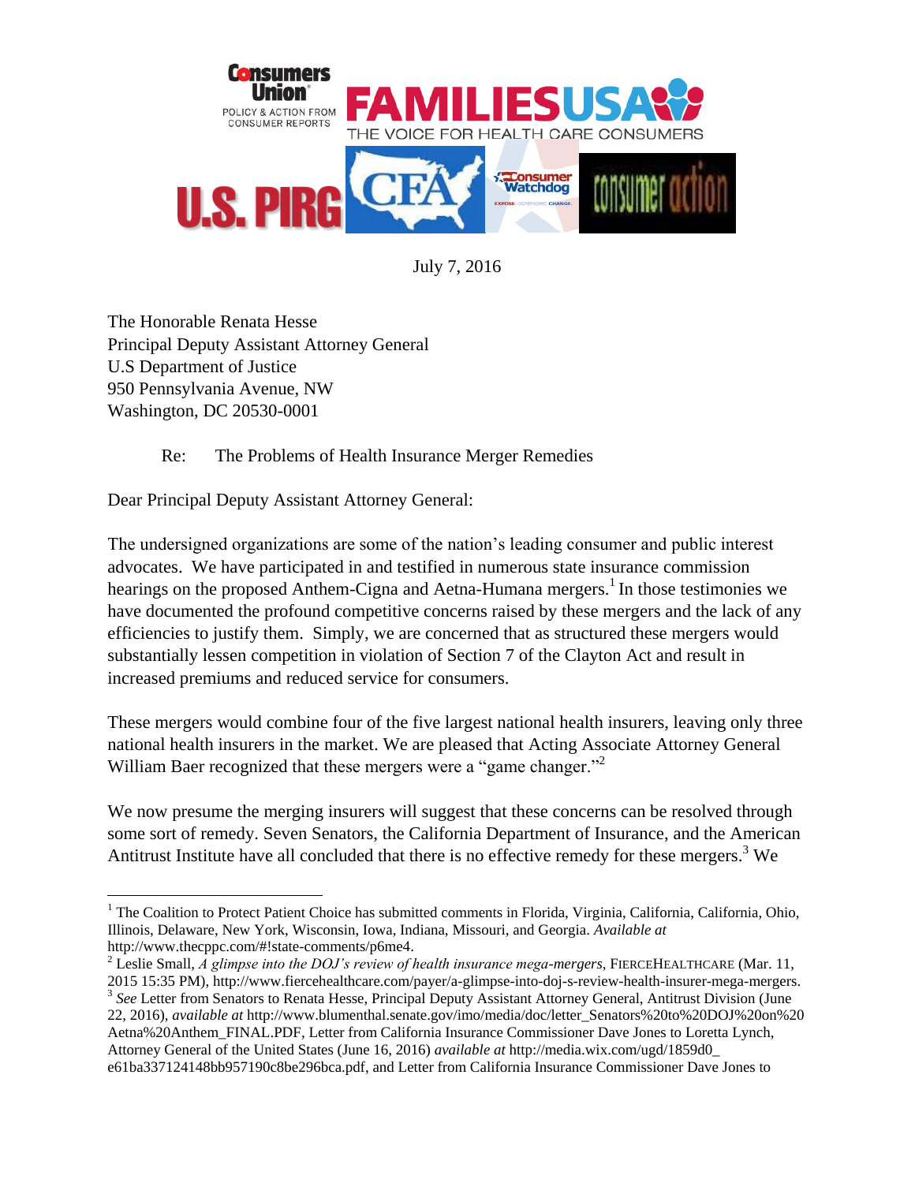Consumers Union POLICY & ACTION FROM CONSUMER REPORTS | FAMILIES USA THE VOICE FOR HEALTH CARE CONSUMERS | U.S. PIRG | CFA | Consumer Watchdog | consumer action

July 7, 2016

The Honorable Renata Hesse
Principal Deputy Assistant Attorney General
U.S Department of Justice
950 Pennsylvania Avenue, NW
Washington, DC 20530-0001

Re: The Problems of Health Insurance Merger Remedies

Dear Principal Deputy Assistant Attorney General:

The undersigned organizations are some of the nation's leading consumer and public interest advocates. We have participated in and testified in numerous state insurance commission hearings on the proposed Anthem-Cigna and Aetna-Humana mergers.[1] In those testimonies we have documented the profound competitive concerns raised by these mergers and the lack of any efficiencies to justify them. Simply, we are concerned that as structured these mergers would substantially lessen competition in violation of Section 7 of the Clayton Act and result in increased premiums and reduced service for consumers.

These mergers would combine four of the five largest national health insurers, leaving only three national health insurers in the market. We are pleased that Acting Associate Attorney General William Baer recognized that these mergers were a "game changer."[2]

We now presume the merging insurers will suggest that these concerns can be resolved through some sort of remedy. Seven Senators, the California Department of Insurance, and the American Antitrust Institute have all concluded that there is no effective remedy for these mergers.[3] We

---

[1] The Coalition to Protect Patient Choice has submitted comments in Florida, Virginia, California, California, Ohio, Illinois, Delaware, New York, Wisconsin, Iowa, Indiana, Missouri, and Georgia. *Available at* http://www.thecppc.com/#!state-comments/p6me4.

[2] Leslie Small, *A glimpse into the DOJ's review of health insurance mega-mergers*, FIERCEHEALTHCARE (Mar. 11, 2015 15:35 PM), http://www.fiercehealthcare.com/payer/a-glimpse-into-doj-s-review-health-insurer-mega-mergers.

[3] *See* Letter from Senators to Renata Hesse, Principal Deputy Assistant Attorney General, Antitrust Division (June 22, 2016), *available at* http://www.blumenthal.senate.gov/imo/media/doc/letter_Senators%20to%20DOJ%20on%20Aetna%20Anthem_FINAL.PDF, Letter from California Insurance Commissioner Dave Jones to Loretta Lynch, Attorney General of the United States (June 16, 2016) *available at* http://media.wix.com/ugd/1859d0_e61ba337124148bb957190c8be296bca.pdf, and Letter from California Insurance Commissioner Dave Jones to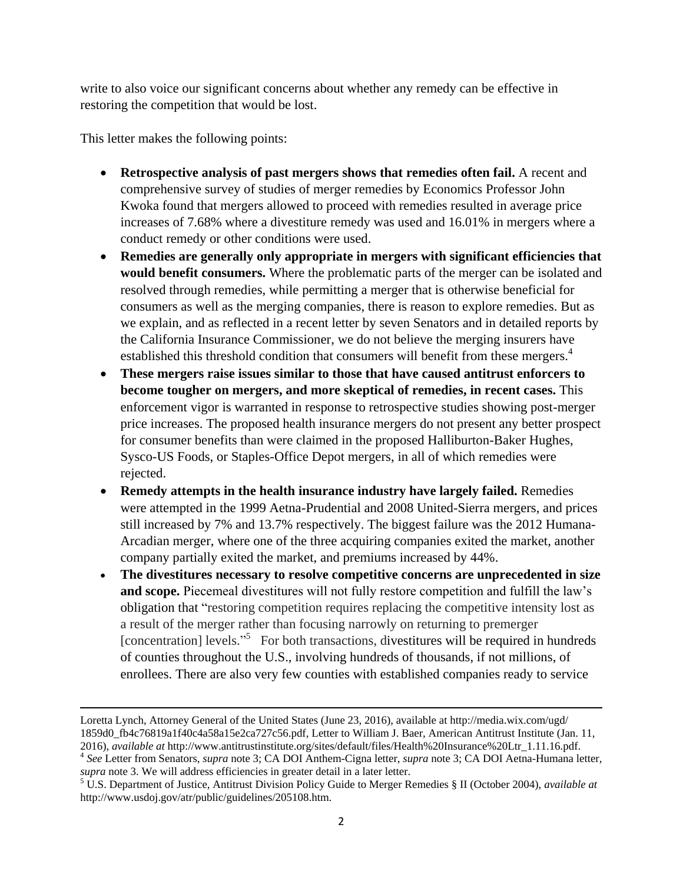write to also voice our significant concerns about whether any remedy can be effective in restoring the competition that would be lost.

This letter makes the following points:

- **Retrospective analysis of past mergers shows that remedies often fail.** A recent and comprehensive survey of studies of merger remedies by Economics Professor John Kwoka found that mergers allowed to proceed with remedies resulted in average price increases of 7.68% where a divestiture remedy was used and 16.01% in mergers where a conduct remedy or other conditions were used.
- **Remedies are generally only appropriate in mergers with significant efficiencies that would benefit consumers.** Where the problematic parts of the merger can be isolated and resolved through remedies, while permitting a merger that is otherwise beneficial for consumers as well as the merging companies, there is reason to explore remedies. But as we explain, and as reflected in a recent letter by seven Senators and in detailed reports by the California Insurance Commissioner, we do not believe the merging insurers have established this threshold condition that consumers will benefit from these mergers.[4]
- **These mergers raise issues similar to those that have caused antitrust enforcers to become tougher on mergers, and more skeptical of remedies, in recent cases.** This enforcement vigor is warranted in response to retrospective studies showing post-merger price increases. The proposed health insurance mergers do not present any better prospect for consumer benefits than were claimed in the proposed Halliburton-Baker Hughes, Sysco-US Foods, or Staples-Office Depot mergers, in all of which remedies were rejected.
- **Remedy attempts in the health insurance industry have largely failed.** Remedies were attempted in the 1999 Aetna-Prudential and 2008 United-Sierra mergers, and prices still increased by 7% and 13.7% respectively. The biggest failure was the 2012 Humana-Arcadian merger, where one of the three acquiring companies exited the market, another company partially exited the market, and premiums increased by 44%.
- **The divestitures necessary to resolve competitive concerns are unprecedented in size and scope.** Piecemeal divestitures will not fully restore competition and fulfill the law's obligation that "restoring competition requires replacing the competitive intensity lost as a result of the merger rather than focusing narrowly on returning to premerger [concentration] levels."[5] For both transactions, divestitures will be required in hundreds of counties throughout the U.S., involving hundreds of thousands, if not millions, of enrollees. There are also very few counties with established companies ready to service

---

Loretta Lynch, Attorney General of the United States (June 23, 2016), available at http://media.wix.com/ugd/1859d0_fb4c76819a1f40c4a58a15e2ca727c56.pdf, Letter to William J. Baer, American Antitrust Institute (Jan. 11, 2016), *available at* http://www.antitrustinstitute.org/sites/default/files/Health%20Insurance%20Ltr_1.11.16.pdf.

[4] *See* Letter from Senators, *supra* note 3; CA DOI Anthem-Cigna letter, *supra* note 3; CA DOI Aetna-Humana letter, *supra* note 3. We will address efficiencies in greater detail in a later letter.

[5] U.S. Department of Justice, Antitrust Division Policy Guide to Merger Remedies § II (October 2004), *available at* http://www.usdoj.gov/atr/public/guidelines/205108.htm.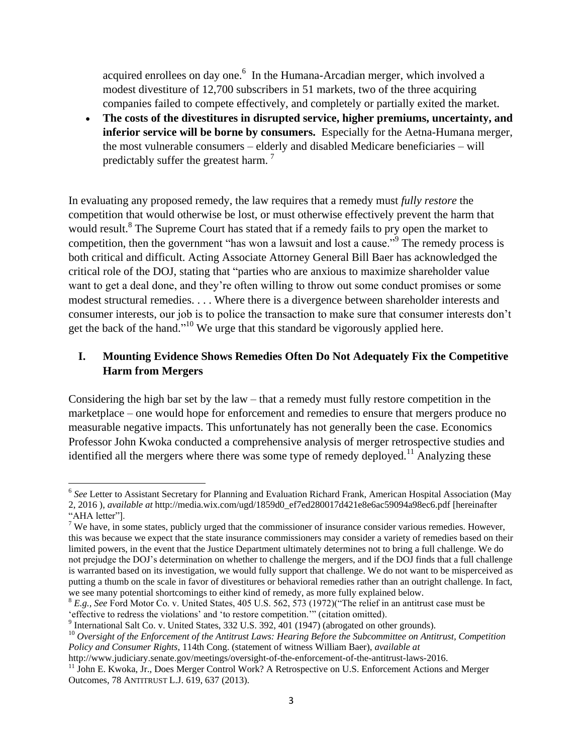acquired enrollees on day one.[6] In the Humana-Arcadian merger, which involved a modest divestiture of 12,700 subscribers in 51 markets, two of the three acquiring companies failed to compete effectively, and completely or partially exited the market.

- **The costs of the divestitures in disrupted service, higher premiums, uncertainty, and inferior service will be borne by consumers.** Especially for the Aetna-Humana merger, the most vulnerable consumers – elderly and disabled Medicare beneficiaries – will predictably suffer the greatest harm. [7]

In evaluating any proposed remedy, the law requires that a remedy must *fully restore* the competition that would otherwise be lost, or must otherwise effectively prevent the harm that would result.[8] The Supreme Court has stated that if a remedy fails to pry open the market to competition, then the government "has won a lawsuit and lost a cause."[9] The remedy process is both critical and difficult. Acting Associate Attorney General Bill Baer has acknowledged the critical role of the DOJ, stating that "parties who are anxious to maximize shareholder value want to get a deal done, and they're often willing to throw out some conduct promises or some modest structural remedies. . . . Where there is a divergence between shareholder interests and consumer interests, our job is to police the transaction to make sure that consumer interests don't get the back of the hand."[10] We urge that this standard be vigorously applied here.

## I. Mounting Evidence Shows Remedies Often Do Not Adequately Fix the Competitive Harm from Mergers

Considering the high bar set by the law – that a remedy must fully restore competition in the marketplace – one would hope for enforcement and remedies to ensure that mergers produce no measurable negative impacts. This unfortunately has not generally been the case. Economics Professor John Kwoka conducted a comprehensive analysis of merger retrospective studies and identified all the mergers where there was some type of remedy deployed.[11] Analyzing these

---

[6] *See* Letter to Assistant Secretary for Planning and Evaluation Richard Frank, American Hospital Association (May 2, 2016 ), *available at* http://media.wix.com/ugd/1859d0_ef7ed280017d421e8e6ac59094a98ec6.pdf [hereinafter "AHA letter"].

[7] We have, in some states, publicly urged that the commissioner of insurance consider various remedies. However, this was because we expect that the state insurance commissioners may consider a variety of remedies based on their limited powers, in the event that the Justice Department ultimately determines not to bring a full challenge. We do not prejudge the DOJ's determination on whether to challenge the mergers, and if the DOJ finds that a full challenge is warranted based on its investigation, we would fully support that challenge. We do not want to be misperceived as putting a thumb on the scale in favor of divestitures or behavioral remedies rather than an outright challenge. In fact, we see many potential shortcomings to either kind of remedy, as more fully explained below.

[8] *E.g., See* Ford Motor Co. v. United States, 405 U.S. 562, 573 (1972)("The relief in an antitrust case must be 'effective to redress the violations' and 'to restore competition.'" (citation omitted).

[9] International Salt Co. v. United States, 332 U.S. 392, 401 (1947) (abrogated on other grounds).

[10] *Oversight of the Enforcement of the Antitrust Laws: Hearing Before the Subcommittee on Antitrust, Competition Policy and Consumer Rights*, 114th Cong. (statement of witness William Baer), *available at* http://www.judiciary.senate.gov/meetings/oversight-of-the-enforcement-of-the-antitrust-laws-2016.

[11] John E. Kwoka, Jr., Does Merger Control Work? A Retrospective on U.S. Enforcement Actions and Merger Outcomes, 78 ANTITRUST L.J. 619, 637 (2013).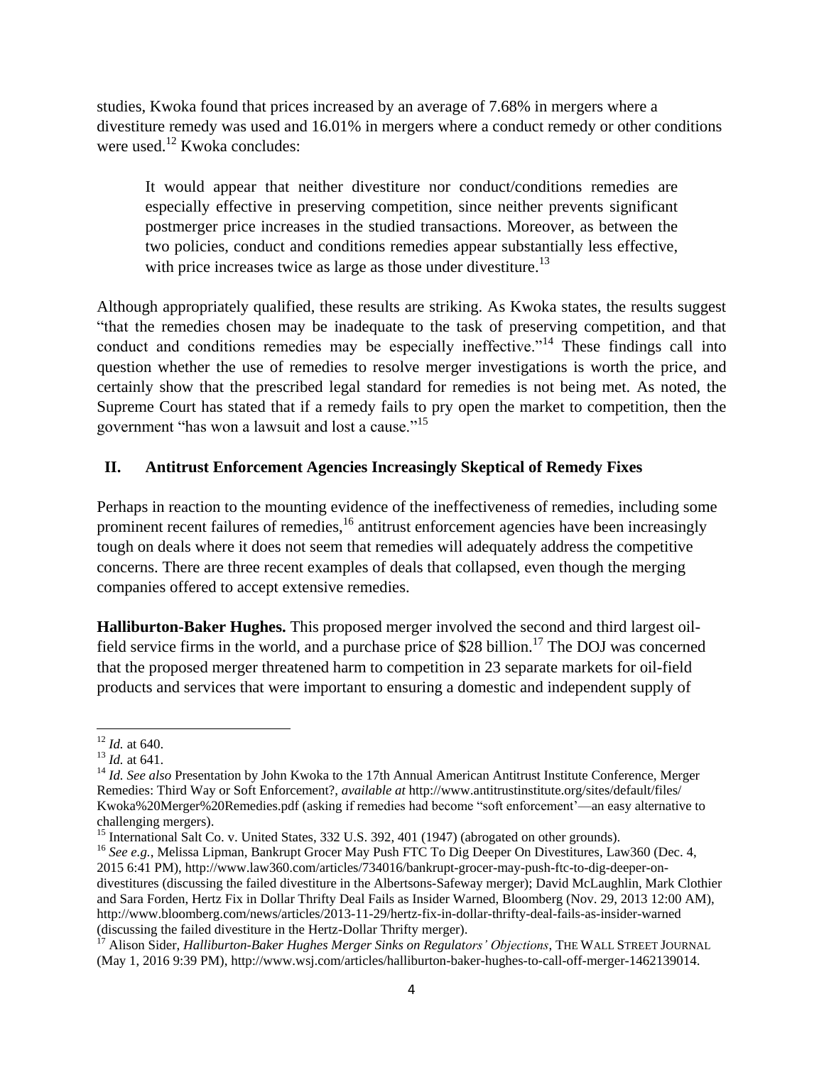studies, Kwoka found that prices increased by an average of 7.68% in mergers where a divestiture remedy was used and 16.01% in mergers where a conduct remedy or other conditions were used.[12] Kwoka concludes:

> It would appear that neither divestiture nor conduct/conditions remedies are especially effective in preserving competition, since neither prevents significant postmerger price increases in the studied transactions. Moreover, as between the two policies, conduct and conditions remedies appear substantially less effective, with price increases twice as large as those under divestiture.[13]

Although appropriately qualified, these results are striking. As Kwoka states, the results suggest "that the remedies chosen may be inadequate to the task of preserving competition, and that conduct and conditions remedies may be especially ineffective."[14] These findings call into question whether the use of remedies to resolve merger investigations is worth the price, and certainly show that the prescribed legal standard for remedies is not being met. As noted, the Supreme Court has stated that if a remedy fails to pry open the market to competition, then the government "has won a lawsuit and lost a cause."[15]

## II. Antitrust Enforcement Agencies Increasingly Skeptical of Remedy Fixes

Perhaps in reaction to the mounting evidence of the ineffectiveness of remedies, including some prominent recent failures of remedies,[16] antitrust enforcement agencies have been increasingly tough on deals where it does not seem that remedies will adequately address the competitive concerns. There are three recent examples of deals that collapsed, even though the merging companies offered to accept extensive remedies.

**Halliburton-Baker Hughes.** This proposed merger involved the second and third largest oil-field service firms in the world, and a purchase price of $28 billion.[17] The DOJ was concerned that the proposed merger threatened harm to competition in 23 separate markets for oil-field products and services that were important to ensuring a domestic and independent supply of

---

[12] *Id.* at 640.

[13] *Id.* at 641.

[14] *Id. See also* Presentation by John Kwoka to the 17th Annual American Antitrust Institute Conference, Merger Remedies: Third Way or Soft Enforcement?, *available at* http://www.antitrustinstitute.org/sites/default/files/Kwoka%20Merger%20Remedies.pdf (asking if remedies had become "soft enforcement'—an easy alternative to challenging mergers).

[15] International Salt Co. v. United States, 332 U.S. 392, 401 (1947) (abrogated on other grounds).

[16] *See e.g.*, Melissa Lipman, Bankrupt Grocer May Push FTC To Dig Deeper On Divestitures, Law360 (Dec. 4, 2015 6:41 PM), http://www.law360.com/articles/734016/bankrupt-grocer-may-push-ftc-to-dig-deeper-on-divestitures (discussing the failed divestiture in the Albertsons-Safeway merger); David McLaughlin, Mark Clothier and Sara Forden, Hertz Fix in Dollar Thrifty Deal Fails as Insider Warned, Bloomberg (Nov. 29, 2013 12:00 AM), http://www.bloomberg.com/news/articles/2013-11-29/hertz-fix-in-dollar-thrifty-deal-fails-as-insider-warned (discussing the failed divestiture in the Hertz-Dollar Thrifty merger).

[17] Alison Sider, *Halliburton-Baker Hughes Merger Sinks on Regulators' Objections*, THE WALL STREET JOURNAL (May 1, 2016 9:39 PM), http://www.wsj.com/articles/halliburton-baker-hughes-to-call-off-merger-1462139014.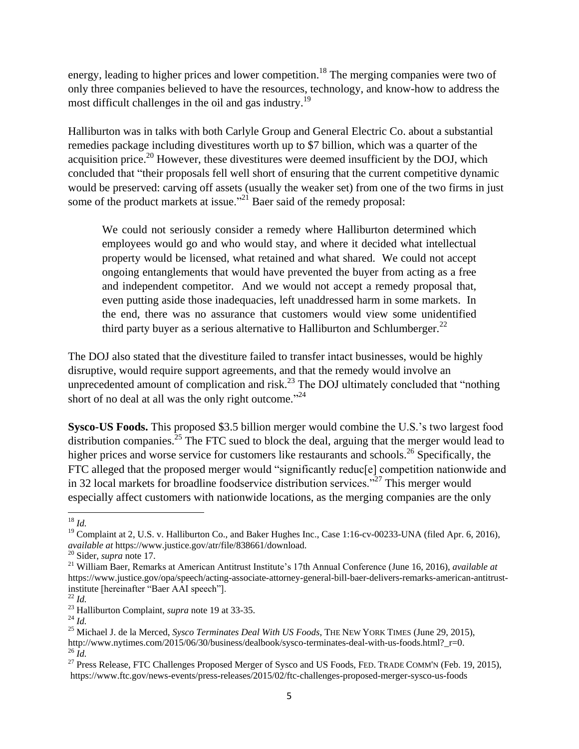energy, leading to higher prices and lower competition.[18] The merging companies were two of only three companies believed to have the resources, technology, and know-how to address the most difficult challenges in the oil and gas industry.[19]

Halliburton was in talks with both Carlyle Group and General Electric Co. about a substantial remedies package including divestitures worth up to $7 billion, which was a quarter of the acquisition price.[20] However, these divestitures were deemed insufficient by the DOJ, which concluded that "their proposals fell well short of ensuring that the current competitive dynamic would be preserved: carving off assets (usually the weaker set) from one of the two firms in just some of the product markets at issue."[21] Baer said of the remedy proposal:

> We could not seriously consider a remedy where Halliburton determined which employees would go and who would stay, and where it decided what intellectual property would be licensed, what retained and what shared. We could not accept ongoing entanglements that would have prevented the buyer from acting as a free and independent competitor. And we would not accept a remedy proposal that, even putting aside those inadequacies, left unaddressed harm in some markets. In the end, there was no assurance that customers would view some unidentified third party buyer as a serious alternative to Halliburton and Schlumberger.[22]

The DOJ also stated that the divestiture failed to transfer intact businesses, would be highly disruptive, would require support agreements, and that the remedy would involve an unprecedented amount of complication and risk.[23] The DOJ ultimately concluded that "nothing short of no deal at all was the only right outcome."[24]

**Sysco-US Foods.** This proposed $3.5 billion merger would combine the U.S.'s two largest food distribution companies.[25] The FTC sued to block the deal, arguing that the merger would lead to higher prices and worse service for customers like restaurants and schools.[26] Specifically, the FTC alleged that the proposed merger would "significantly reduc[e] competition nationwide and in 32 local markets for broadline foodservice distribution services."[27] This merger would especially affect customers with nationwide locations, as the merging companies are the only

---

[18] *Id.*

[19] Complaint at 2, U.S. v. Halliburton Co., and Baker Hughes Inc., Case 1:16-cv-00233-UNA (filed Apr. 6, 2016), *available at* https://www.justice.gov/atr/file/838661/download.

[20] Sider, *supra* note 17.

[21] William Baer, Remarks at American Antitrust Institute's 17th Annual Conference (June 16, 2016), *available at* https://www.justice.gov/opa/speech/acting-associate-attorney-general-bill-baer-delivers-remarks-american-antitrust-institute [hereinafter "Baer AAI speech"].

[22] *Id.*

[23] Halliburton Complaint, *supra* note 19 at 33-35.

[24] *Id.*

[25] Michael J. de la Merced, *Sysco Terminates Deal With US Foods*, THE NEW YORK TIMES (June 29, 2015), http://www.nytimes.com/2015/06/30/business/dealbook/sysco-terminates-deal-with-us-foods.html?_r=0.

[26] *Id.*

[27] Press Release, FTC Challenges Proposed Merger of Sysco and US Foods, FED. TRADE COMM'N (Feb. 19, 2015), https://www.ftc.gov/news-events/press-releases/2015/02/ftc-challenges-proposed-merger-sysco-us-foods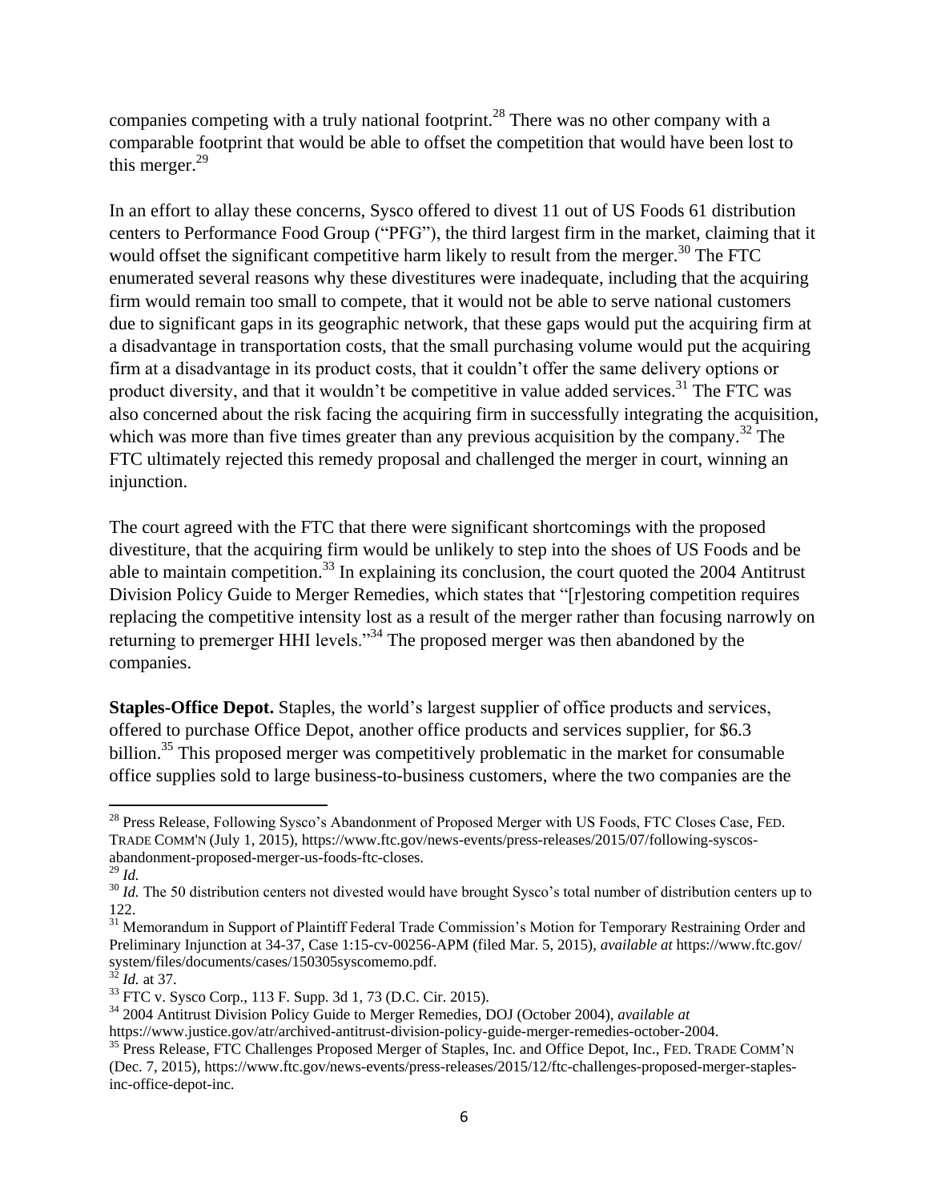companies competing with a truly national footprint.[28] There was no other company with a comparable footprint that would be able to offset the competition that would have been lost to this merger.[29]

In an effort to allay these concerns, Sysco offered to divest 11 out of US Foods 61 distribution centers to Performance Food Group ("PFG"), the third largest firm in the market, claiming that it would offset the significant competitive harm likely to result from the merger.[30] The FTC enumerated several reasons why these divestitures were inadequate, including that the acquiring firm would remain too small to compete, that it would not be able to serve national customers due to significant gaps in its geographic network, that these gaps would put the acquiring firm at a disadvantage in transportation costs, that the small purchasing volume would put the acquiring firm at a disadvantage in its product costs, that it couldn't offer the same delivery options or product diversity, and that it wouldn't be competitive in value added services.[31] The FTC was also concerned about the risk facing the acquiring firm in successfully integrating the acquisition, which was more than five times greater than any previous acquisition by the company.[32] The FTC ultimately rejected this remedy proposal and challenged the merger in court, winning an injunction.

The court agreed with the FTC that there were significant shortcomings with the proposed divestiture, that the acquiring firm would be unlikely to step into the shoes of US Foods and be able to maintain competition.[33] In explaining its conclusion, the court quoted the 2004 Antitrust Division Policy Guide to Merger Remedies, which states that "[r]estoring competition requires replacing the competitive intensity lost as a result of the merger rather than focusing narrowly on returning to premerger HHI levels."[34] The proposed merger was then abandoned by the companies.

**Staples-Office Depot.** Staples, the world's largest supplier of office products and services, offered to purchase Office Depot, another office products and services supplier, for $6.3 billion.[35] This proposed merger was competitively problematic in the market for consumable office supplies sold to large business-to-business customers, where the two companies are the

---

[28] Press Release, Following Sysco's Abandonment of Proposed Merger with US Foods, FTC Closes Case, FED. TRADE COMM'N (July 1, 2015), https://www.ftc.gov/news-events/press-releases/2015/07/following-syscos-abandonment-proposed-merger-us-foods-ftc-closes.

[29] *Id.*

[30] *Id.* The 50 distribution centers not divested would have brought Sysco's total number of distribution centers up to 122.

[31] Memorandum in Support of Plaintiff Federal Trade Commission's Motion for Temporary Restraining Order and Preliminary Injunction at 34-37, Case 1:15-cv-00256-APM (filed Mar. 5, 2015), *available at* https://www.ftc.gov/system/files/documents/cases/150305syscomemo.pdf.

[32] *Id.* at 37.

[33] FTC v. Sysco Corp., 113 F. Supp. 3d 1, 73 (D.C. Cir. 2015).

[34] 2004 Antitrust Division Policy Guide to Merger Remedies, DOJ (October 2004), *available at* https://www.justice.gov/atr/archived-antitrust-division-policy-guide-merger-remedies-october-2004.

[35] Press Release, FTC Challenges Proposed Merger of Staples, Inc. and Office Depot, Inc., FED. TRADE COMM'N (Dec. 7, 2015), https://www.ftc.gov/news-events/press-releases/2015/12/ftc-challenges-proposed-merger-staples-inc-office-depot-inc.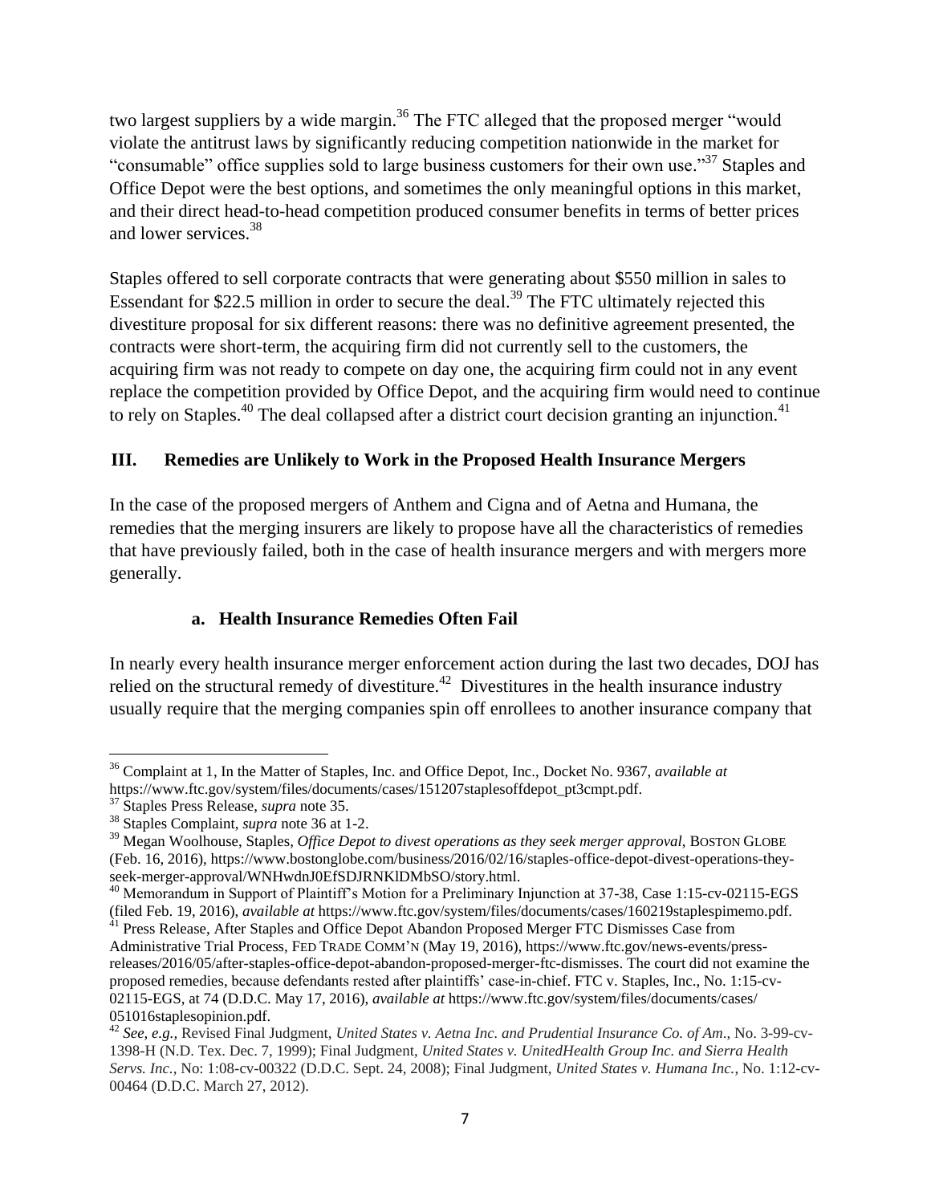two largest suppliers by a wide margin.[36] The FTC alleged that the proposed merger "would violate the antitrust laws by significantly reducing competition nationwide in the market for "consumable" office supplies sold to large business customers for their own use."[37] Staples and Office Depot were the best options, and sometimes the only meaningful options in this market, and their direct head-to-head competition produced consumer benefits in terms of better prices and lower services.[38]

Staples offered to sell corporate contracts that were generating about $550 million in sales to Essendant for $22.5 million in order to secure the deal.[39] The FTC ultimately rejected this divestiture proposal for six different reasons: there was no definitive agreement presented, the contracts were short-term, the acquiring firm did not currently sell to the customers, the acquiring firm was not ready to compete on day one, the acquiring firm could not in any event replace the competition provided by Office Depot, and the acquiring firm would need to continue to rely on Staples.[40] The deal collapsed after a district court decision granting an injunction.[41]

## III. Remedies are Unlikely to Work in the Proposed Health Insurance Mergers

In the case of the proposed mergers of Anthem and Cigna and of Aetna and Humana, the remedies that the merging insurers are likely to propose have all the characteristics of remedies that have previously failed, both in the case of health insurance mergers and with mergers more generally.

### a. Health Insurance Remedies Often Fail

In nearly every health insurance merger enforcement action during the last two decades, DOJ has relied on the structural remedy of divestiture.[42] Divestitures in the health insurance industry usually require that the merging companies spin off enrollees to another insurance company that

---

[36] Complaint at 1, In the Matter of Staples, Inc. and Office Depot, Inc., Docket No. 9367, *available at* https://www.ftc.gov/system/files/documents/cases/151207staplesoffdepot_pt3cmpt.pdf.

[37] Staples Press Release, *supra* note 35.

[38] Staples Complaint, *supra* note 36 at 1-2.

[39] Megan Woolhouse, Staples, *Office Depot to divest operations as they seek merger approval*, BOSTON GLOBE (Feb. 16, 2016), https://www.bostonglobe.com/business/2016/02/16/staples-office-depot-divest-operations-they-seek-merger-approval/WNHwdnJ0EfSDJRNKlDMbSO/story.html.

[40] Memorandum in Support of Plaintiff's Motion for a Preliminary Injunction at 37-38, Case 1:15-cv-02115-EGS (filed Feb. 19, 2016), *available at* https://www.ftc.gov/system/files/documents/cases/160219staplespimemo.pdf.

[41] Press Release, After Staples and Office Depot Abandon Proposed Merger FTC Dismisses Case from Administrative Trial Process, FED TRADE COMM'N (May 19, 2016), https://www.ftc.gov/news-events/press-releases/2016/05/after-staples-office-depot-abandon-proposed-merger-ftc-dismisses. The court did not examine the proposed remedies, because defendants rested after plaintiffs' case-in-chief. FTC v. Staples, Inc., No. 1:15-cv-02115-EGS, at 74 (D.D.C. May 17, 2016), *available at* https://www.ftc.gov/system/files/documents/cases/051016staplesopinion.pdf.

[42] *See, e.g.,* Revised Final Judgment, *United States v. Aetna Inc. and Prudential Insurance Co. of Am*., No. 3-99-cv-1398-H (N.D. Tex. Dec. 7, 1999); Final Judgment, *United States v. UnitedHealth Group Inc. and Sierra Health Servs. Inc.*, No: 1:08-cv-00322 (D.D.C. Sept. 24, 2008); Final Judgment, *United States v. Humana Inc.*, No. 1:12-cv-00464 (D.D.C. March 27, 2012).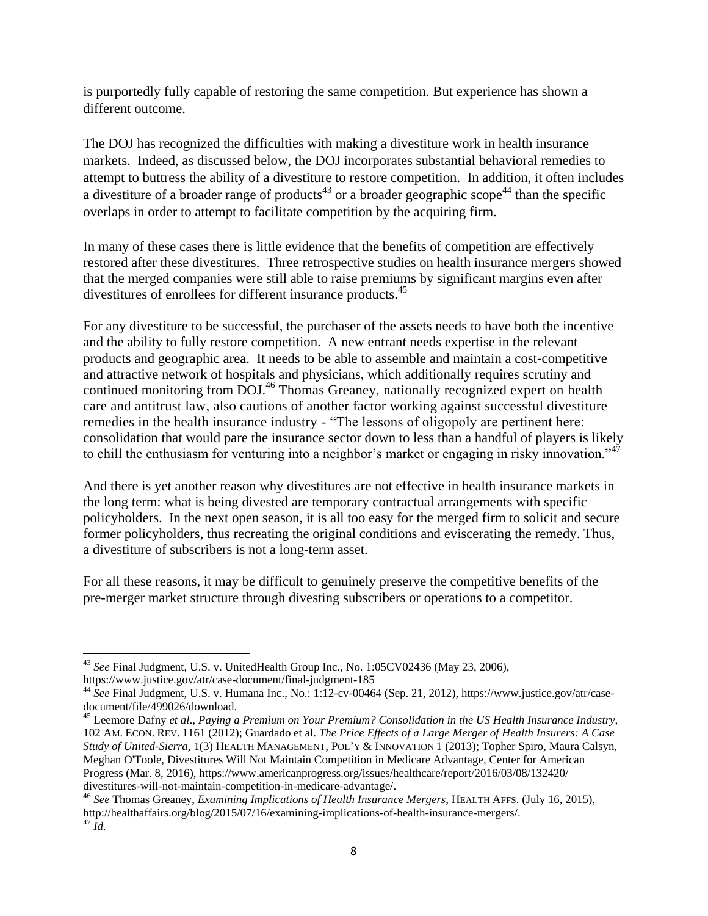is purportedly fully capable of restoring the same competition. But experience has shown a different outcome.

The DOJ has recognized the difficulties with making a divestiture work in health insurance markets. Indeed, as discussed below, the DOJ incorporates substantial behavioral remedies to attempt to buttress the ability of a divestiture to restore competition. In addition, it often includes a divestiture of a broader range of products[43] or a broader geographic scope[44] than the specific overlaps in order to attempt to facilitate competition by the acquiring firm.

In many of these cases there is little evidence that the benefits of competition are effectively restored after these divestitures. Three retrospective studies on health insurance mergers showed that the merged companies were still able to raise premiums by significant margins even after divestitures of enrollees for different insurance products.[45]

For any divestiture to be successful, the purchaser of the assets needs to have both the incentive and the ability to fully restore competition. A new entrant needs expertise in the relevant products and geographic area. It needs to be able to assemble and maintain a cost-competitive and attractive network of hospitals and physicians, which additionally requires scrutiny and continued monitoring from DOJ.[46] Thomas Greaney, nationally recognized expert on health care and antitrust law, also cautions of another factor working against successful divestiture remedies in the health insurance industry - "The lessons of oligopoly are pertinent here: consolidation that would pare the insurance sector down to less than a handful of players is likely to chill the enthusiasm for venturing into a neighbor's market or engaging in risky innovation."[47]

And there is yet another reason why divestitures are not effective in health insurance markets in the long term: what is being divested are temporary contractual arrangements with specific policyholders. In the next open season, it is all too easy for the merged firm to solicit and secure former policyholders, thus recreating the original conditions and eviscerating the remedy. Thus, a divestiture of subscribers is not a long-term asset.

For all these reasons, it may be difficult to genuinely preserve the competitive benefits of the pre-merger market structure through divesting subscribers or operations to a competitor.

---

[43] *See* Final Judgment, U.S. v. UnitedHealth Group Inc., No. 1:05CV02436 (May 23, 2006), https://www.justice.gov/atr/case-document/final-judgment-185

[44] *See* Final Judgment, U.S. v. Humana Inc., No.: 1:12-cv-00464 (Sep. 21, 2012), https://www.justice.gov/atr/case-document/file/499026/download.

[45] Leemore Dafny *et al*., *Paying a Premium on Your Premium? Consolidation in the US Health Insurance Industry*, 102 AM. ECON. REV. 1161 (2012); Guardado et al. *The Price Effects of a Large Merger of Health Insurers: A Case Study of United-Sierra*, 1(3) HEALTH MANAGEMENT, POL'Y & INNOVATION 1 (2013); Topher Spiro, Maura Calsyn, Meghan O'Toole, Divestitures Will Not Maintain Competition in Medicare Advantage, Center for American Progress (Mar. 8, 2016), https://www.americanprogress.org/issues/healthcare/report/2016/03/08/132420/divestitures-will-not-maintain-competition-in-medicare-advantage/.

[46] *See* Thomas Greaney, *Examining Implications of Health Insurance Mergers*, HEALTH AFFS. (July 16, 2015), http://healthaffairs.org/blog/2015/07/16/examining-implications-of-health-insurance-mergers/.

[47] *Id.*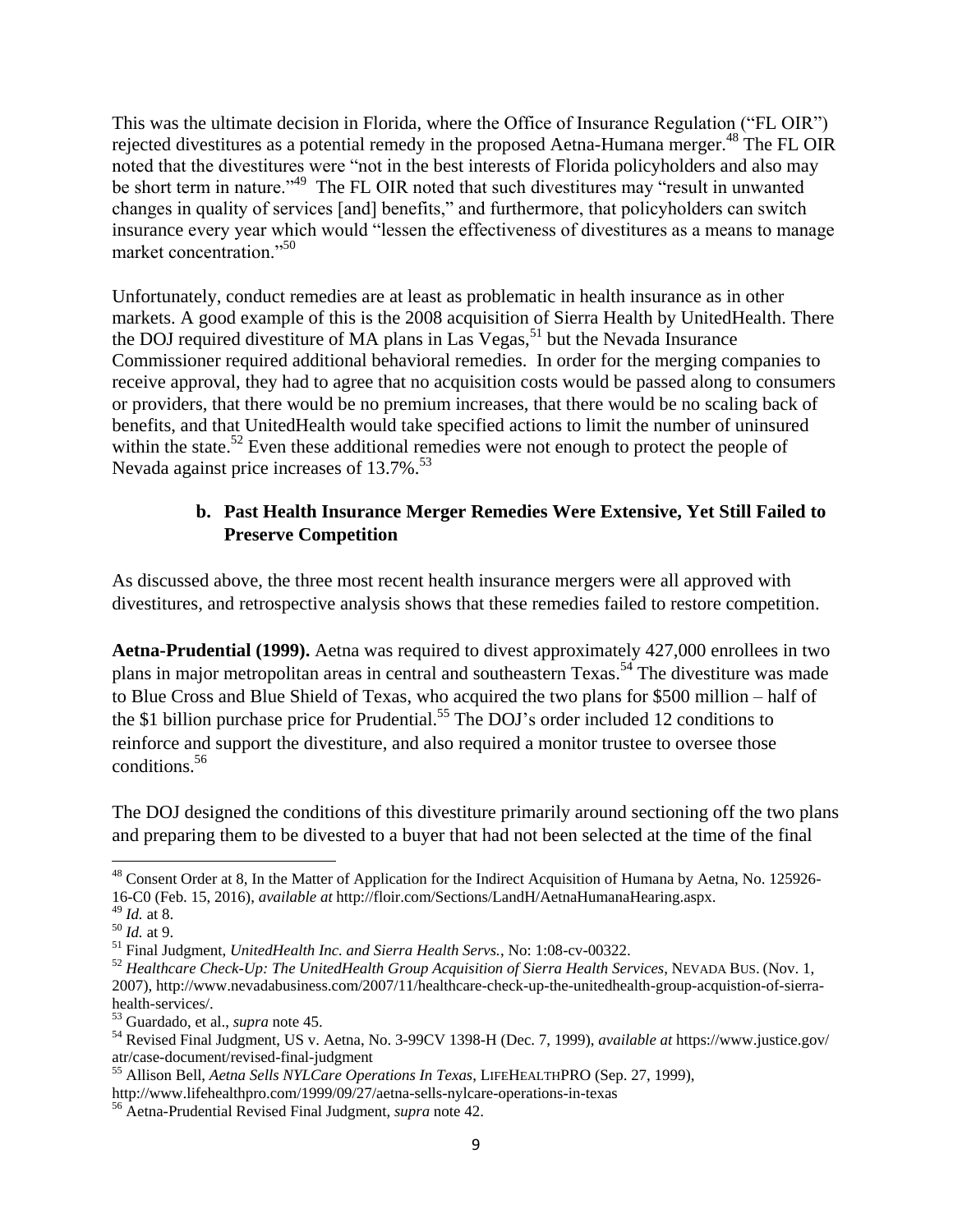This was the ultimate decision in Florida, where the Office of Insurance Regulation ("FL OIR") rejected divestitures as a potential remedy in the proposed Aetna-Humana merger.[48] The FL OIR noted that the divestitures were "not in the best interests of Florida policyholders and also may be short term in nature."[49] The FL OIR noted that such divestitures may "result in unwanted changes in quality of services [and] benefits," and furthermore, that policyholders can switch insurance every year which would "lessen the effectiveness of divestitures as a means to manage market concentration."[50]

Unfortunately, conduct remedies are at least as problematic in health insurance as in other markets. A good example of this is the 2008 acquisition of Sierra Health by UnitedHealth. There the DOJ required divestiture of MA plans in Las Vegas,[51] but the Nevada Insurance Commissioner required additional behavioral remedies. In order for the merging companies to receive approval, they had to agree that no acquisition costs would be passed along to consumers or providers, that there would be no premium increases, that there would be no scaling back of benefits, and that UnitedHealth would take specified actions to limit the number of uninsured within the state.[52] Even these additional remedies were not enough to protect the people of Nevada against price increases of 13.7%.[53]

### b. Past Health Insurance Merger Remedies Were Extensive, Yet Still Failed to Preserve Competition

As discussed above, the three most recent health insurance mergers were all approved with divestitures, and retrospective analysis shows that these remedies failed to restore competition.

**Aetna-Prudential (1999).** Aetna was required to divest approximately 427,000 enrollees in two plans in major metropolitan areas in central and southeastern Texas.[54] The divestiture was made to Blue Cross and Blue Shield of Texas, who acquired the two plans for $500 million – half of the $1 billion purchase price for Prudential.[55] The DOJ's order included 12 conditions to reinforce and support the divestiture, and also required a monitor trustee to oversee those conditions.[56]

The DOJ designed the conditions of this divestiture primarily around sectioning off the two plans and preparing them to be divested to a buyer that had not been selected at the time of the final

---

[48] Consent Order at 8, In the Matter of Application for the Indirect Acquisition of Humana by Aetna, No. 125926-16-C0 (Feb. 15, 2016), *available at* http://floir.com/Sections/LandH/AetnaHumanaHearing.aspx.

[49] *Id.* at 8.

[50] *Id.* at 9.

[51] Final Judgment, *UnitedHealth Inc. and Sierra Health Servs.*, No: 1:08-cv-00322.

[52] *Healthcare Check-Up: The UnitedHealth Group Acquisition of Sierra Health Services*, NEVADA BUS. (Nov. 1, 2007), http://www.nevadabusiness.com/2007/11/healthcare-check-up-the-unitedhealth-group-acquistion-of-sierra-health-services/.

[53] Guardado, et al., *supra* note 45.

[54] Revised Final Judgment, US v. Aetna, No. 3-99CV 1398-H (Dec. 7, 1999), *available at* https://www.justice.gov/atr/case-document/revised-final-judgment

[55] Allison Bell, *Aetna Sells NYLCare Operations In Texas*, LIFEHEALTHPRO (Sep. 27, 1999), http://www.lifehealthpro.com/1999/09/27/aetna-sells-nylcare-operations-in-texas

[56] Aetna-Prudential Revised Final Judgment, *supra* note 42.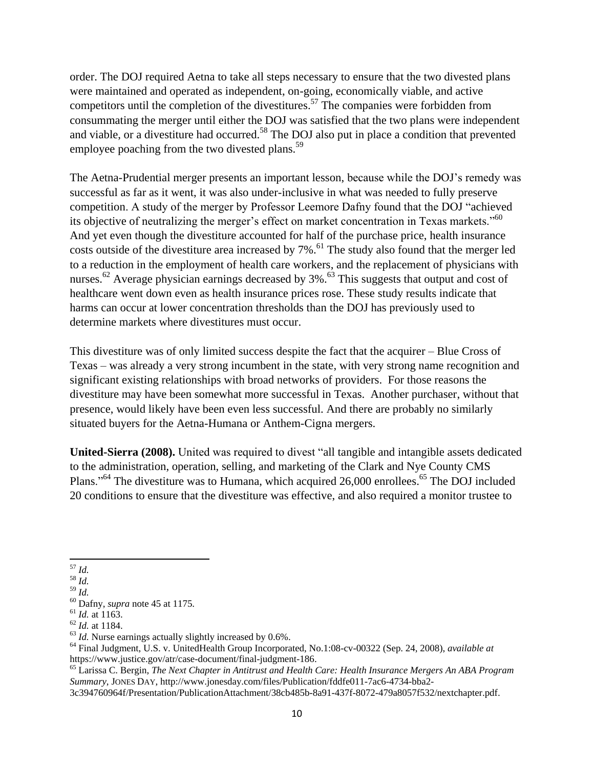order. The DOJ required Aetna to take all steps necessary to ensure that the two divested plans were maintained and operated as independent, on-going, economically viable, and active competitors until the completion of the divestitures.[57] The companies were forbidden from consummating the merger until either the DOJ was satisfied that the two plans were independent and viable, or a divestiture had occurred.[58] The DOJ also put in place a condition that prevented employee poaching from the two divested plans.[59]

The Aetna-Prudential merger presents an important lesson, because while the DOJ's remedy was successful as far as it went, it was also under-inclusive in what was needed to fully preserve competition. A study of the merger by Professor Leemore Dafny found that the DOJ "achieved its objective of neutralizing the merger's effect on market concentration in Texas markets."[60] And yet even though the divestiture accounted for half of the purchase price, health insurance costs outside of the divestiture area increased by 7%.[61] The study also found that the merger led to a reduction in the employment of health care workers, and the replacement of physicians with nurses.[62] Average physician earnings decreased by 3%.[63] This suggests that output and cost of healthcare went down even as health insurance prices rose. These study results indicate that harms can occur at lower concentration thresholds than the DOJ has previously used to determine markets where divestitures must occur.

This divestiture was of only limited success despite the fact that the acquirer – Blue Cross of Texas – was already a very strong incumbent in the state, with very strong name recognition and significant existing relationships with broad networks of providers. For those reasons the divestiture may have been somewhat more successful in Texas. Another purchaser, without that presence, would likely have been even less successful. And there are probably no similarly situated buyers for the Aetna-Humana or Anthem-Cigna mergers.

**United-Sierra (2008).** United was required to divest "all tangible and intangible assets dedicated to the administration, operation, selling, and marketing of the Clark and Nye County CMS Plans."[64] The divestiture was to Humana, which acquired 26,000 enrollees.[65] The DOJ included 20 conditions to ensure that the divestiture was effective, and also required a monitor trustee to

---

[57] *Id.*
[58] *Id.*
[59] *Id.*
[60] Dafny, *supra* note 45 at 1175.
[61] *Id.* at 1163.
[62] *Id.* at 1184.
[63] *Id.* Nurse earnings actually slightly increased by 0.6%.
[64] Final Judgment, U.S. v. UnitedHealth Group Incorporated, No.1:08-cv-00322 (Sep. 24, 2008), *available at* https://www.justice.gov/atr/case-document/final-judgment-186.
[65] Larissa C. Bergin, *The Next Chapter in Antitrust and Health Care: Health Insurance Mergers An ABA Program Summary*, JONES DAY, http://www.jonesday.com/files/Publication/fddfe011-7ac6-4734-bba2-3c394760964f/Presentation/PublicationAttachment/38cb485b-8a91-437f-8072-479a8057f532/nextchapter.pdf.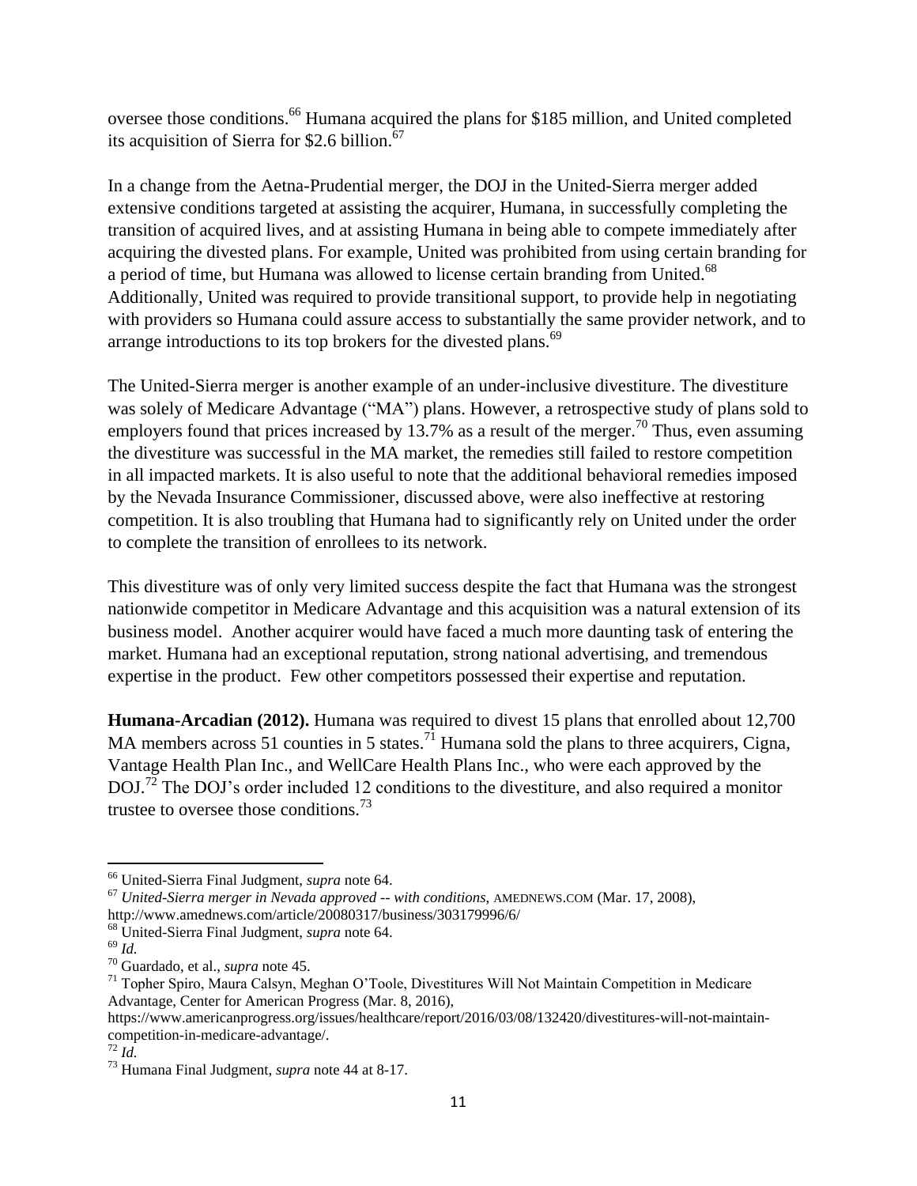oversee those conditions.[66] Humana acquired the plans for $185 million, and United completed its acquisition of Sierra for $2.6 billion.[67]

In a change from the Aetna-Prudential merger, the DOJ in the United-Sierra merger added extensive conditions targeted at assisting the acquirer, Humana, in successfully completing the transition of acquired lives, and at assisting Humana in being able to compete immediately after acquiring the divested plans. For example, United was prohibited from using certain branding for a period of time, but Humana was allowed to license certain branding from United.[68] Additionally, United was required to provide transitional support, to provide help in negotiating with providers so Humana could assure access to substantially the same provider network, and to arrange introductions to its top brokers for the divested plans.[69]

The United-Sierra merger is another example of an under-inclusive divestiture. The divestiture was solely of Medicare Advantage ("MA") plans. However, a retrospective study of plans sold to employers found that prices increased by 13.7% as a result of the merger.[70] Thus, even assuming the divestiture was successful in the MA market, the remedies still failed to restore competition in all impacted markets. It is also useful to note that the additional behavioral remedies imposed by the Nevada Insurance Commissioner, discussed above, were also ineffective at restoring competition. It is also troubling that Humana had to significantly rely on United under the order to complete the transition of enrollees to its network.

This divestiture was of only very limited success despite the fact that Humana was the strongest nationwide competitor in Medicare Advantage and this acquisition was a natural extension of its business model. Another acquirer would have faced a much more daunting task of entering the market. Humana had an exceptional reputation, strong national advertising, and tremendous expertise in the product. Few other competitors possessed their expertise and reputation.

**Humana-Arcadian (2012).** Humana was required to divest 15 plans that enrolled about 12,700 MA members across 51 counties in 5 states.[71] Humana sold the plans to three acquirers, Cigna, Vantage Health Plan Inc., and WellCare Health Plans Inc., who were each approved by the DOJ.[72] The DOJ's order included 12 conditions to the divestiture, and also required a monitor trustee to oversee those conditions.[73]

---

[66] United-Sierra Final Judgment, *supra* note 64.

[67] *United-Sierra merger in Nevada approved -- with conditions*, AMEDNEWS.COM (Mar. 17, 2008), http://www.amednews.com/article/20080317/business/303179996/6/

[68] United-Sierra Final Judgment, *supra* note 64.

[69] *Id.*

[70] Guardado, et al., *supra* note 45.

[71] Topher Spiro, Maura Calsyn, Meghan O'Toole, Divestitures Will Not Maintain Competition in Medicare Advantage, Center for American Progress (Mar. 8, 2016), https://www.americanprogress.org/issues/healthcare/report/2016/03/08/132420/divestitures-will-not-maintain-competition-in-medicare-advantage/.

[72] *Id.*

[73] Humana Final Judgment, *supra* note 44 at 8-17.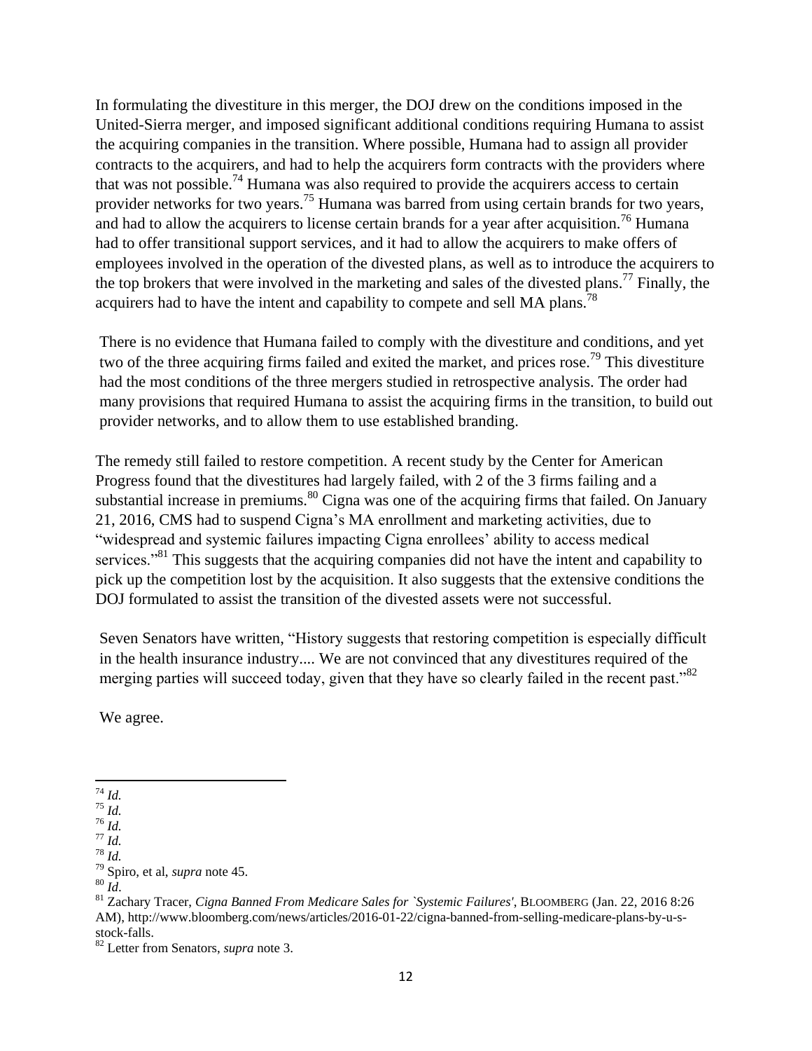In formulating the divestiture in this merger, the DOJ drew on the conditions imposed in the United-Sierra merger, and imposed significant additional conditions requiring Humana to assist the acquiring companies in the transition. Where possible, Humana had to assign all provider contracts to the acquirers, and had to help the acquirers form contracts with the providers where that was not possible.[74] Humana was also required to provide the acquirers access to certain provider networks for two years.[75] Humana was barred from using certain brands for two years, and had to allow the acquirers to license certain brands for a year after acquisition.[76] Humana had to offer transitional support services, and it had to allow the acquirers to make offers of employees involved in the operation of the divested plans, as well as to introduce the acquirers to the top brokers that were involved in the marketing and sales of the divested plans.[77] Finally, the acquirers had to have the intent and capability to compete and sell MA plans.[78]

There is no evidence that Humana failed to comply with the divestiture and conditions, and yet two of the three acquiring firms failed and exited the market, and prices rose.[79] This divestiture had the most conditions of the three mergers studied in retrospective analysis. The order had many provisions that required Humana to assist the acquiring firms in the transition, to build out provider networks, and to allow them to use established branding.

The remedy still failed to restore competition. A recent study by the Center for American Progress found that the divestitures had largely failed, with 2 of the 3 firms failing and a substantial increase in premiums.[80] Cigna was one of the acquiring firms that failed. On January 21, 2016, CMS had to suspend Cigna's MA enrollment and marketing activities, due to "widespread and systemic failures impacting Cigna enrollees' ability to access medical services."[81] This suggests that the acquiring companies did not have the intent and capability to pick up the competition lost by the acquisition. It also suggests that the extensive conditions the DOJ formulated to assist the transition of the divested assets were not successful.

Seven Senators have written, "History suggests that restoring competition is especially difficult in the health insurance industry.... We are not convinced that any divestitures required of the merging parties will succeed today, given that they have so clearly failed in the recent past."[82]

We agree.

---

[74] *Id.*
[75] *Id.*
[76] *Id.*
[77] *Id.*
[78] *Id.*
[79] Spiro, et al, *supra* note 45.
[80] *Id*.
[81] Zachary Tracer, *Cigna Banned From Medicare Sales for `Systemic Failures'*, BLOOMBERG (Jan. 22, 2016 8:26 AM), http://www.bloomberg.com/news/articles/2016-01-22/cigna-banned-from-selling-medicare-plans-by-u-s-stock-falls.
[82] Letter from Senators, *supra* note 3.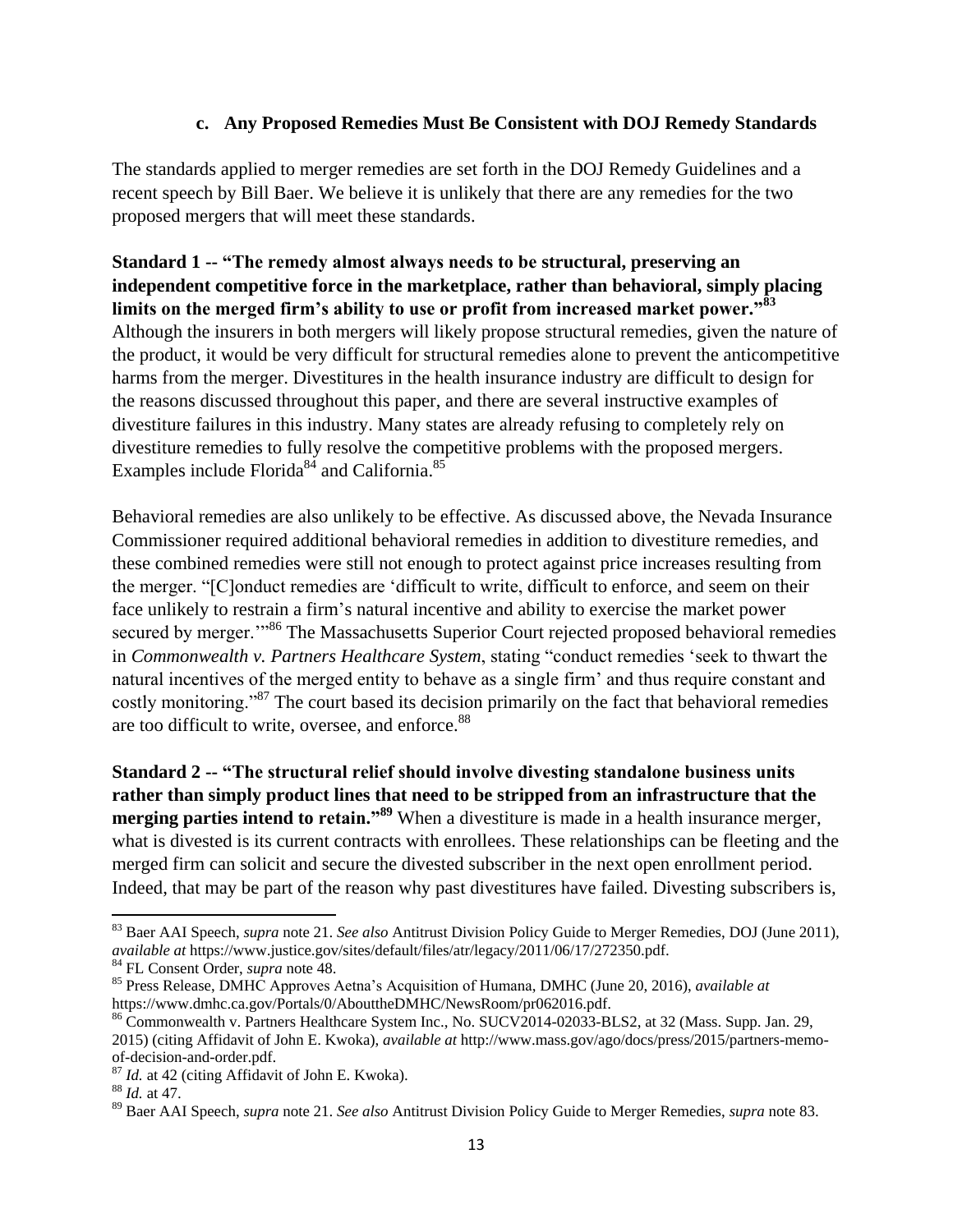### c. Any Proposed Remedies Must Be Consistent with DOJ Remedy Standards

The standards applied to merger remedies are set forth in the DOJ Remedy Guidelines and a recent speech by Bill Baer. We believe it is unlikely that there are any remedies for the two proposed mergers that will meet these standards.

**Standard 1 -- "The remedy almost always needs to be structural, preserving an independent competitive force in the marketplace, rather than behavioral, simply placing limits on the merged firm's ability to use or profit from increased market power."[83]** Although the insurers in both mergers will likely propose structural remedies, given the nature of the product, it would be very difficult for structural remedies alone to prevent the anticompetitive harms from the merger. Divestitures in the health insurance industry are difficult to design for the reasons discussed throughout this paper, and there are several instructive examples of divestiture failures in this industry. Many states are already refusing to completely rely on divestiture remedies to fully resolve the competitive problems with the proposed mergers. Examples include Florida[84] and California.[85]

Behavioral remedies are also unlikely to be effective. As discussed above, the Nevada Insurance Commissioner required additional behavioral remedies in addition to divestiture remedies, and these combined remedies were still not enough to protect against price increases resulting from the merger. "[C]onduct remedies are 'difficult to write, difficult to enforce, and seem on their face unlikely to restrain a firm's natural incentive and ability to exercise the market power secured by merger.'"[86] The Massachusetts Superior Court rejected proposed behavioral remedies in *Commonwealth v. Partners Healthcare System*, stating "conduct remedies 'seek to thwart the natural incentives of the merged entity to behave as a single firm' and thus require constant and costly monitoring."[87] The court based its decision primarily on the fact that behavioral remedies are too difficult to write, oversee, and enforce.[88]

**Standard 2 -- "The structural relief should involve divesting standalone business units rather than simply product lines that need to be stripped from an infrastructure that the merging parties intend to retain."[89]** When a divestiture is made in a health insurance merger, what is divested is its current contracts with enrollees. These relationships can be fleeting and the merged firm can solicit and secure the divested subscriber in the next open enrollment period. Indeed, that may be part of the reason why past divestitures have failed. Divesting subscribers is,

---

[83] Baer AAI Speech, *supra* note 21. *See also* Antitrust Division Policy Guide to Merger Remedies, DOJ (June 2011), *available at* https://www.justice.gov/sites/default/files/atr/legacy/2011/06/17/272350.pdf.

[84] FL Consent Order, *supra* note 48.

[85] Press Release, DMHC Approves Aetna's Acquisition of Humana, DMHC (June 20, 2016), *available at* https://www.dmhc.ca.gov/Portals/0/AbouttheDMHC/NewsRoom/pr062016.pdf.

[86] Commonwealth v. Partners Healthcare System Inc., No. SUCV2014-02033-BLS2, at 32 (Mass. Supp. Jan. 29, 2015) (citing Affidavit of John E. Kwoka), *available at* http://www.mass.gov/ago/docs/press/2015/partners-memo-of-decision-and-order.pdf.

[87] *Id.* at 42 (citing Affidavit of John E. Kwoka).

[88] *Id.* at 47.

[89] Baer AAI Speech, *supra* note 21. *See also* Antitrust Division Policy Guide to Merger Remedies, *supra* note 83.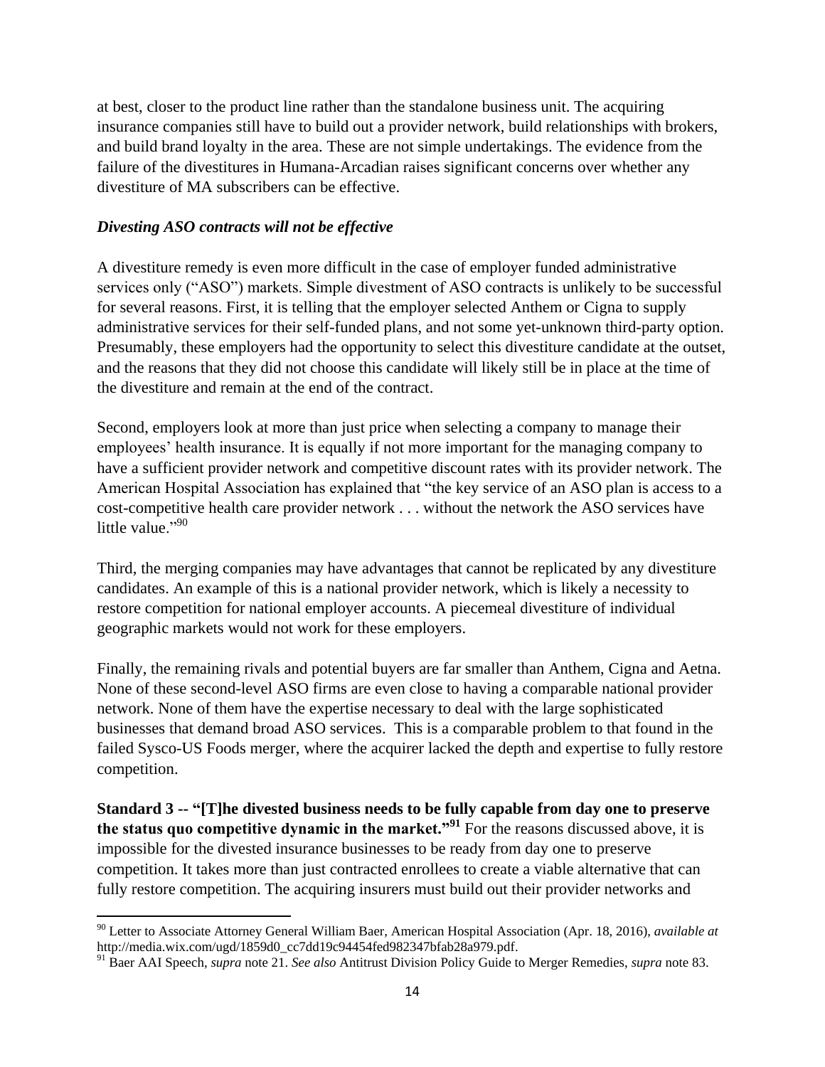at best, closer to the product line rather than the standalone business unit. The acquiring insurance companies still have to build out a provider network, build relationships with brokers, and build brand loyalty in the area. These are not simple undertakings. The evidence from the failure of the divestitures in Humana-Arcadian raises significant concerns over whether any divestiture of MA subscribers can be effective.

***Divesting ASO contracts will not be effective***

A divestiture remedy is even more difficult in the case of employer funded administrative services only ("ASO") markets. Simple divestment of ASO contracts is unlikely to be successful for several reasons. First, it is telling that the employer selected Anthem or Cigna to supply administrative services for their self-funded plans, and not some yet-unknown third-party option. Presumably, these employers had the opportunity to select this divestiture candidate at the outset, and the reasons that they did not choose this candidate will likely still be in place at the time of the divestiture and remain at the end of the contract.

Second, employers look at more than just price when selecting a company to manage their employees' health insurance. It is equally if not more important for the managing company to have a sufficient provider network and competitive discount rates with its provider network. The American Hospital Association has explained that "the key service of an ASO plan is access to a cost-competitive health care provider network . . . without the network the ASO services have little value."[90]

Third, the merging companies may have advantages that cannot be replicated by any divestiture candidates. An example of this is a national provider network, which is likely a necessity to restore competition for national employer accounts. A piecemeal divestiture of individual geographic markets would not work for these employers.

Finally, the remaining rivals and potential buyers are far smaller than Anthem, Cigna and Aetna. None of these second-level ASO firms are even close to having a comparable national provider network. None of them have the expertise necessary to deal with the large sophisticated businesses that demand broad ASO services. This is a comparable problem to that found in the failed Sysco-US Foods merger, where the acquirer lacked the depth and expertise to fully restore competition.

**Standard 3 -- "[T]he divested business needs to be fully capable from day one to preserve the status quo competitive dynamic in the market."[91]** For the reasons discussed above, it is impossible for the divested insurance businesses to be ready from day one to preserve competition. It takes more than just contracted enrollees to create a viable alternative that can fully restore competition. The acquiring insurers must build out their provider networks and

---

[90] Letter to Associate Attorney General William Baer, American Hospital Association (Apr. 18, 2016), *available at* http://media.wix.com/ugd/1859d0_cc7dd19c94454fed982347bfab28a979.pdf.

[91] Baer AAI Speech, *supra* note 21. *See also* Antitrust Division Policy Guide to Merger Remedies, *supra* note 83.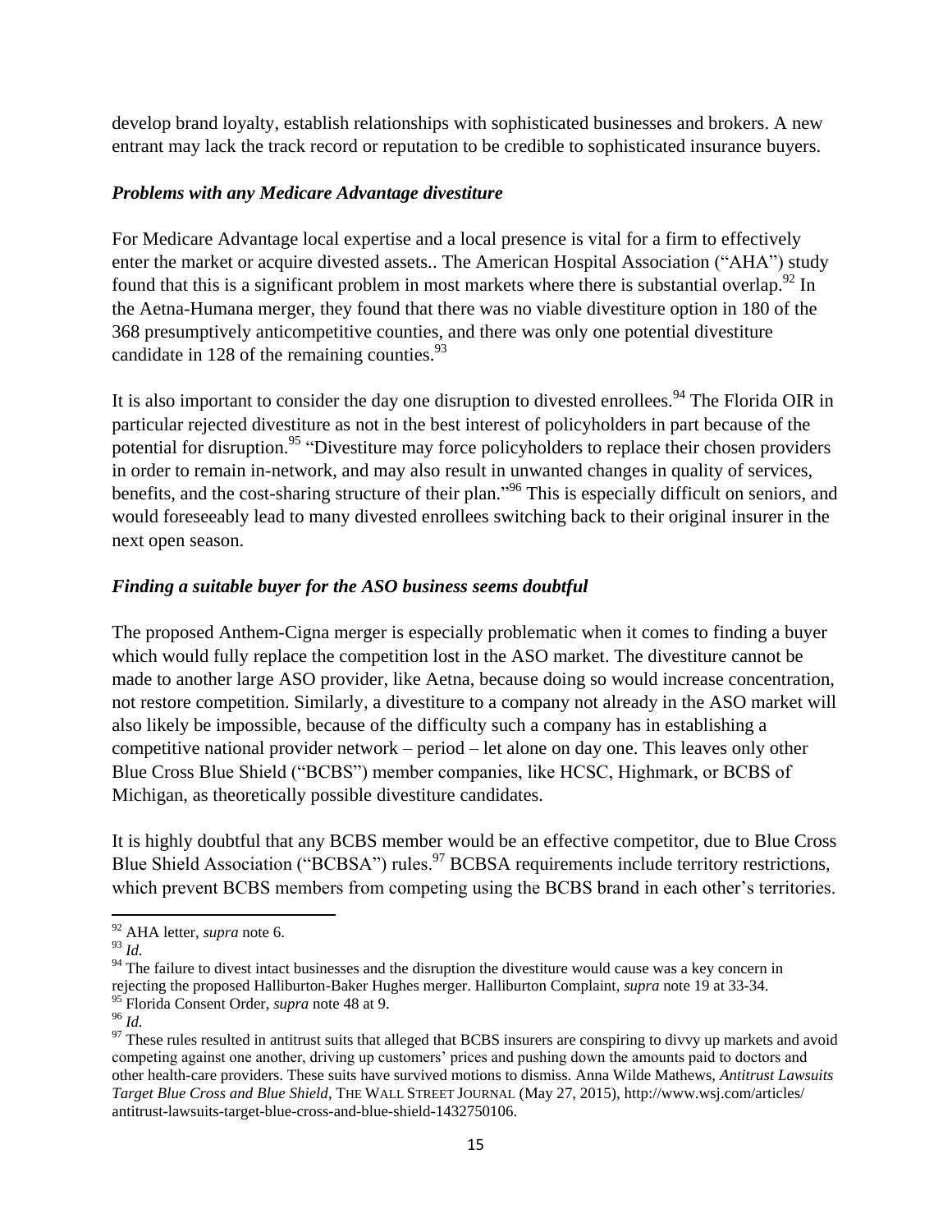develop brand loyalty, establish relationships with sophisticated businesses and brokers. A new entrant may lack the track record or reputation to be credible to sophisticated insurance buyers.

### *Problems with any Medicare Advantage divestiture*

For Medicare Advantage local expertise and a local presence is vital for a firm to effectively enter the market or acquire divested assets.. The American Hospital Association ("AHA") study found that this is a significant problem in most markets where there is substantial overlap.[92] In the Aetna-Humana merger, they found that there was no viable divestiture option in 180 of the 368 presumptively anticompetitive counties, and there was only one potential divestiture candidate in 128 of the remaining counties.[93]

It is also important to consider the day one disruption to divested enrollees.[94] The Florida OIR in particular rejected divestiture as not in the best interest of policyholders in part because of the potential for disruption.[95] "Divestiture may force policyholders to replace their chosen providers in order to remain in-network, and may also result in unwanted changes in quality of services, benefits, and the cost-sharing structure of their plan."[96] This is especially difficult on seniors, and would foreseeably lead to many divested enrollees switching back to their original insurer in the next open season.

### *Finding a suitable buyer for the ASO business seems doubtful*

The proposed Anthem-Cigna merger is especially problematic when it comes to finding a buyer which would fully replace the competition lost in the ASO market. The divestiture cannot be made to another large ASO provider, like Aetna, because doing so would increase concentration, not restore competition. Similarly, a divestiture to a company not already in the ASO market will also likely be impossible, because of the difficulty such a company has in establishing a competitive national provider network – period – let alone on day one. This leaves only other Blue Cross Blue Shield ("BCBS") member companies, like HCSC, Highmark, or BCBS of Michigan, as theoretically possible divestiture candidates.

It is highly doubtful that any BCBS member would be an effective competitor, due to Blue Cross Blue Shield Association ("BCBSA") rules.[97] BCBSA requirements include territory restrictions, which prevent BCBS members from competing using the BCBS brand in each other's territories.

---

[92] AHA letter, *supra* note 6.

[93] *Id.*

[94] The failure to divest intact businesses and the disruption the divestiture would cause was a key concern in rejecting the proposed Halliburton-Baker Hughes merger. Halliburton Complaint, *supra* note 19 at 33-34.

[95] Florida Consent Order, *supra* note 48 at 9.

[96] *Id.*

[97] These rules resulted in antitrust suits that alleged that BCBS insurers are conspiring to divvy up markets and avoid competing against one another, driving up customers' prices and pushing down the amounts paid to doctors and other health-care providers. These suits have survived motions to dismiss. Anna Wilde Mathews, *Antitrust Lawsuits Target Blue Cross and Blue Shield*, THE WALL STREET JOURNAL (May 27, 2015), http://www.wsj.com/articles/antitrust-lawsuits-target-blue-cross-and-blue-shield-1432750106.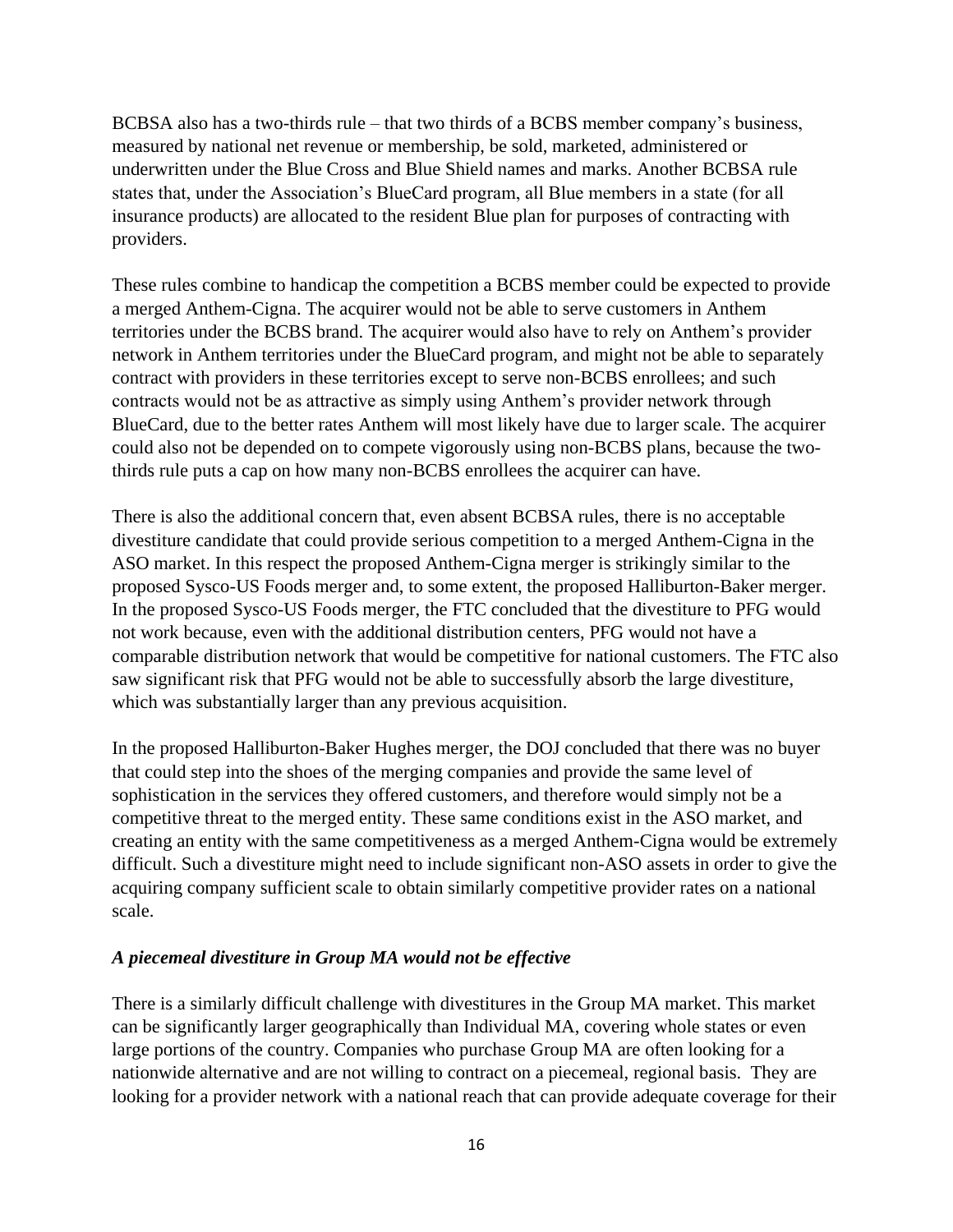BCBSA also has a two-thirds rule – that two thirds of a BCBS member company's business, measured by national net revenue or membership, be sold, marketed, administered or underwritten under the Blue Cross and Blue Shield names and marks. Another BCBSA rule states that, under the Association's BlueCard program, all Blue members in a state (for all insurance products) are allocated to the resident Blue plan for purposes of contracting with providers.

These rules combine to handicap the competition a BCBS member could be expected to provide a merged Anthem-Cigna. The acquirer would not be able to serve customers in Anthem territories under the BCBS brand. The acquirer would also have to rely on Anthem's provider network in Anthem territories under the BlueCard program, and might not be able to separately contract with providers in these territories except to serve non-BCBS enrollees; and such contracts would not be as attractive as simply using Anthem's provider network through BlueCard, due to the better rates Anthem will most likely have due to larger scale. The acquirer could also not be depended on to compete vigorously using non-BCBS plans, because the two-thirds rule puts a cap on how many non-BCBS enrollees the acquirer can have.

There is also the additional concern that, even absent BCBSA rules, there is no acceptable divestiture candidate that could provide serious competition to a merged Anthem-Cigna in the ASO market. In this respect the proposed Anthem-Cigna merger is strikingly similar to the proposed Sysco-US Foods merger and, to some extent, the proposed Halliburton-Baker merger. In the proposed Sysco-US Foods merger, the FTC concluded that the divestiture to PFG would not work because, even with the additional distribution centers, PFG would not have a comparable distribution network that would be competitive for national customers. The FTC also saw significant risk that PFG would not be able to successfully absorb the large divestiture, which was substantially larger than any previous acquisition.

In the proposed Halliburton-Baker Hughes merger, the DOJ concluded that there was no buyer that could step into the shoes of the merging companies and provide the same level of sophistication in the services they offered customers, and therefore would simply not be a competitive threat to the merged entity. These same conditions exist in the ASO market, and creating an entity with the same competitiveness as a merged Anthem-Cigna would be extremely difficult. Such a divestiture might need to include significant non-ASO assets in order to give the acquiring company sufficient scale to obtain similarly competitive provider rates on a national scale.

### *A piecemeal divestiture in Group MA would not be effective*

There is a similarly difficult challenge with divestitures in the Group MA market. This market can be significantly larger geographically than Individual MA, covering whole states or even large portions of the country. Companies who purchase Group MA are often looking for a nationwide alternative and are not willing to contract on a piecemeal, regional basis. They are looking for a provider network with a national reach that can provide adequate coverage for their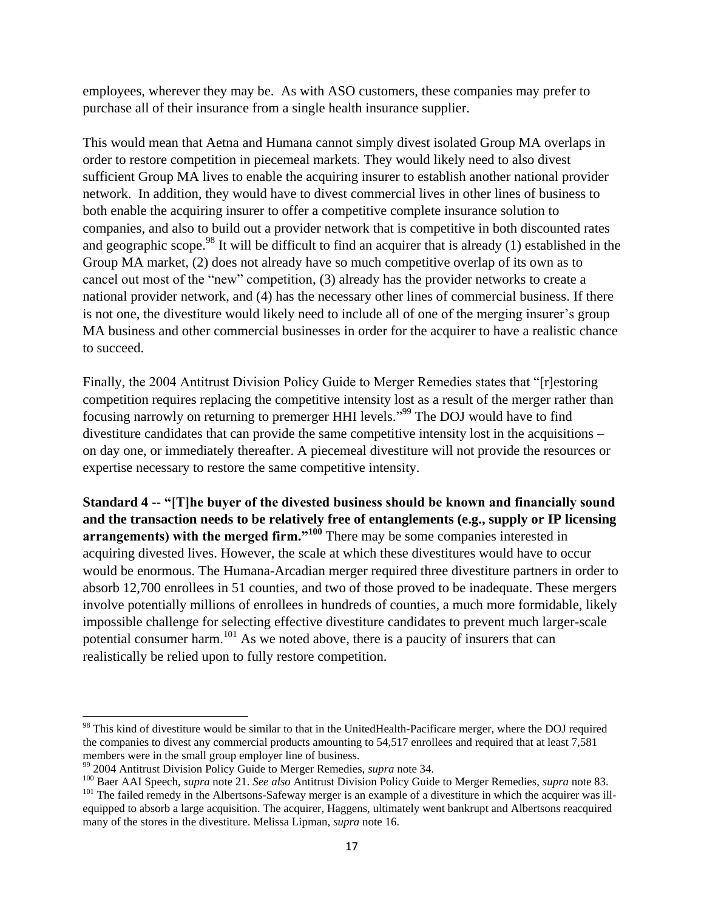employees, wherever they may be. As with ASO customers, these companies may prefer to purchase all of their insurance from a single health insurance supplier.

This would mean that Aetna and Humana cannot simply divest isolated Group MA overlaps in order to restore competition in piecemeal markets. They would likely need to also divest sufficient Group MA lives to enable the acquiring insurer to establish another national provider network. In addition, they would have to divest commercial lives in other lines of business to both enable the acquiring insurer to offer a competitive complete insurance solution to companies, and also to build out a provider network that is competitive in both discounted rates and geographic scope.[98] It will be difficult to find an acquirer that is already (1) established in the Group MA market, (2) does not already have so much competitive overlap of its own as to cancel out most of the "new" competition, (3) already has the provider networks to create a national provider network, and (4) has the necessary other lines of commercial business. If there is not one, the divestiture would likely need to include all of one of the merging insurer's group MA business and other commercial businesses in order for the acquirer to have a realistic chance to succeed.

Finally, the 2004 Antitrust Division Policy Guide to Merger Remedies states that "[r]estoring competition requires replacing the competitive intensity lost as a result of the merger rather than focusing narrowly on returning to premerger HHI levels."[99] The DOJ would have to find divestiture candidates that can provide the same competitive intensity lost in the acquisitions – on day one, or immediately thereafter. A piecemeal divestiture will not provide the resources or expertise necessary to restore the same competitive intensity.

**Standard 4 -- "[T]he buyer of the divested business should be known and financially sound and the transaction needs to be relatively free of entanglements (e.g., supply or IP licensing arrangements) with the merged firm."[100]** There may be some companies interested in acquiring divested lives. However, the scale at which these divestitures would have to occur would be enormous. The Humana-Arcadian merger required three divestiture partners in order to absorb 12,700 enrollees in 51 counties, and two of those proved to be inadequate. These mergers involve potentially millions of enrollees in hundreds of counties, a much more formidable, likely impossible challenge for selecting effective divestiture candidates to prevent much larger-scale potential consumer harm.[101] As we noted above, there is a paucity of insurers that can realistically be relied upon to fully restore competition.

---

[98] This kind of divestiture would be similar to that in the UnitedHealth-Pacificare merger, where the DOJ required the companies to divest any commercial products amounting to 54,517 enrollees and required that at least 7,581 members were in the small group employer line of business.

[99] 2004 Antitrust Division Policy Guide to Merger Remedies, *supra* note 34.

[100] Baer AAI Speech, *supra* note 21. *See also* Antitrust Division Policy Guide to Merger Remedies, *supra* note 83.

[101] The failed remedy in the Albertsons-Safeway merger is an example of a divestiture in which the acquirer was ill-equipped to absorb a large acquisition. The acquirer, Haggens, ultimately went bankrupt and Albertsons reacquired many of the stores in the divestiture. Melissa Lipman, *supra* note 16.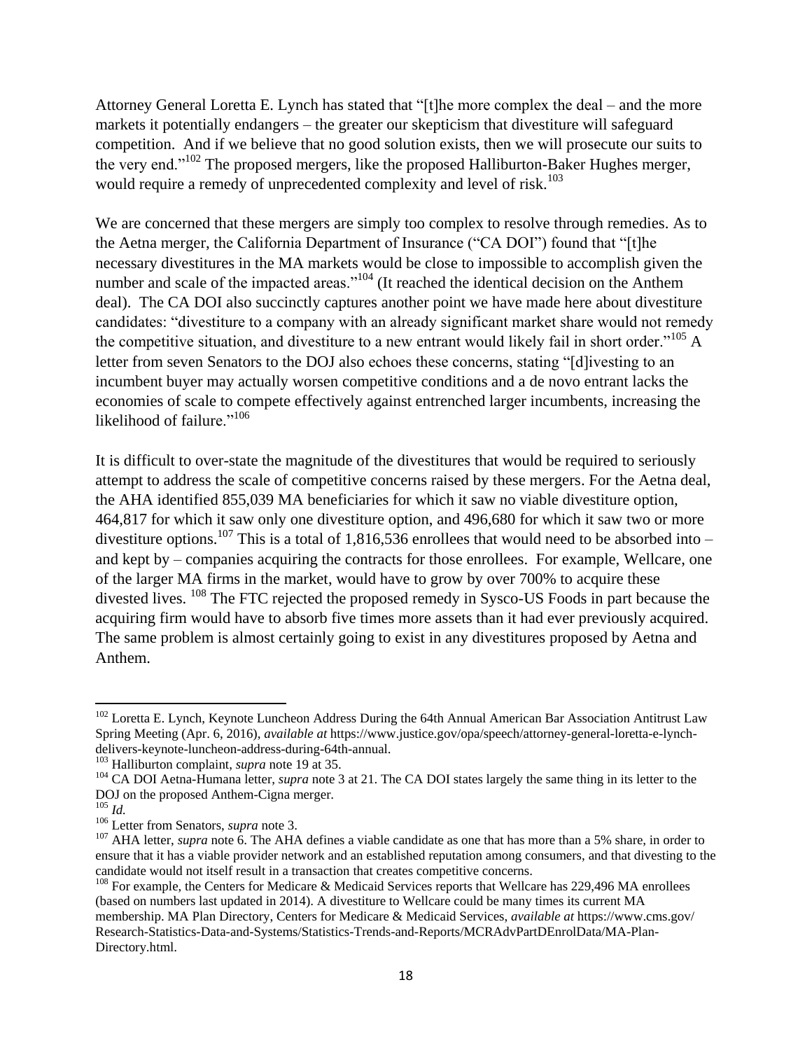Attorney General Loretta E. Lynch has stated that "[t]he more complex the deal – and the more markets it potentially endangers – the greater our skepticism that divestiture will safeguard competition. And if we believe that no good solution exists, then we will prosecute our suits to the very end."[102] The proposed mergers, like the proposed Halliburton-Baker Hughes merger, would require a remedy of unprecedented complexity and level of risk.[103]

We are concerned that these mergers are simply too complex to resolve through remedies. As to the Aetna merger, the California Department of Insurance ("CA DOI") found that "[t]he necessary divestitures in the MA markets would be close to impossible to accomplish given the number and scale of the impacted areas."[104] (It reached the identical decision on the Anthem deal). The CA DOI also succinctly captures another point we have made here about divestiture candidates: "divestiture to a company with an already significant market share would not remedy the competitive situation, and divestiture to a new entrant would likely fail in short order."[105] A letter from seven Senators to the DOJ also echoes these concerns, stating "[d]ivesting to an incumbent buyer may actually worsen competitive conditions and a de novo entrant lacks the economies of scale to compete effectively against entrenched larger incumbents, increasing the likelihood of failure."[106]

It is difficult to over-state the magnitude of the divestitures that would be required to seriously attempt to address the scale of competitive concerns raised by these mergers. For the Aetna deal, the AHA identified 855,039 MA beneficiaries for which it saw no viable divestiture option, 464,817 for which it saw only one divestiture option, and 496,680 for which it saw two or more divestiture options.[107] This is a total of 1,816,536 enrollees that would need to be absorbed into – and kept by – companies acquiring the contracts for those enrollees. For example, Wellcare, one of the larger MA firms in the market, would have to grow by over 700% to acquire these divested lives. [108] The FTC rejected the proposed remedy in Sysco-US Foods in part because the acquiring firm would have to absorb five times more assets than it had ever previously acquired. The same problem is almost certainly going to exist in any divestitures proposed by Aetna and Anthem.

---

[102] Loretta E. Lynch, Keynote Luncheon Address During the 64th Annual American Bar Association Antitrust Law Spring Meeting (Apr. 6, 2016), *available at* https://www.justice.gov/opa/speech/attorney-general-loretta-e-lynch-delivers-keynote-luncheon-address-during-64th-annual.

[103] Halliburton complaint, *supra* note 19 at 35.

[104] CA DOI Aetna-Humana letter, *supra* note 3 at 21. The CA DOI states largely the same thing in its letter to the DOJ on the proposed Anthem-Cigna merger.

[105] *Id.*

[106] Letter from Senators, *supra* note 3.

[107] AHA letter, *supra* note 6. The AHA defines a viable candidate as one that has more than a 5% share, in order to ensure that it has a viable provider network and an established reputation among consumers, and that divesting to the candidate would not itself result in a transaction that creates competitive concerns.

[108] For example, the Centers for Medicare & Medicaid Services reports that Wellcare has 229,496 MA enrollees (based on numbers last updated in 2014). A divestiture to Wellcare could be many times its current MA membership. MA Plan Directory, Centers for Medicare & Medicaid Services, *available at* https://www.cms.gov/Research-Statistics-Data-and-Systems/Statistics-Trends-and-Reports/MCRAdvPartDEnrolData/MA-Plan-Directory.html.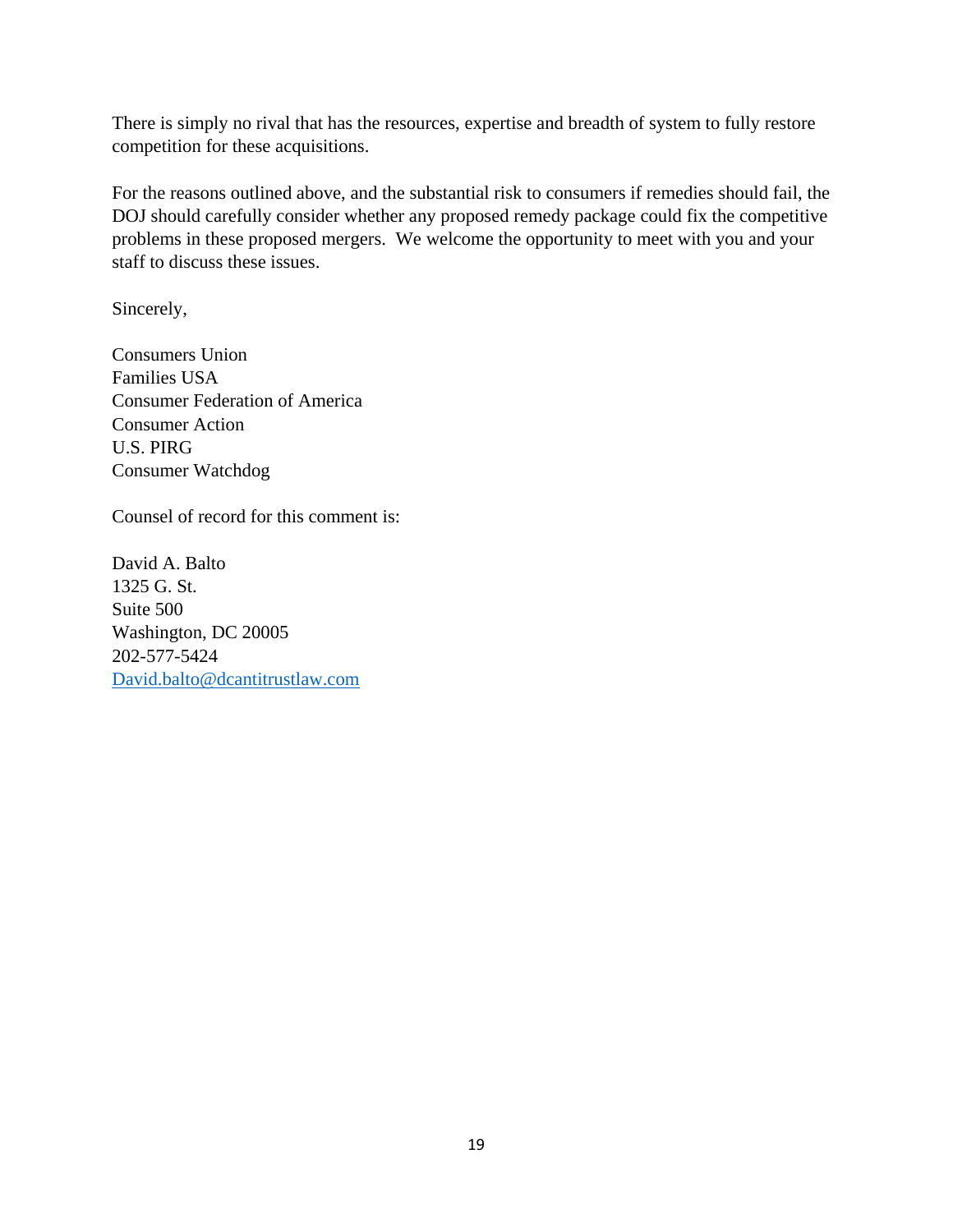There is simply no rival that has the resources, expertise and breadth of system to fully restore competition for these acquisitions.

For the reasons outlined above, and the substantial risk to consumers if remedies should fail, the DOJ should carefully consider whether any proposed remedy package could fix the competitive problems in these proposed mergers. We welcome the opportunity to meet with you and your staff to discuss these issues.

Sincerely,

Consumers Union
Families USA
Consumer Federation of America
Consumer Action
U.S. PIRG
Consumer Watchdog

Counsel of record for this comment is:

David A. Balto
1325 G. St.
Suite 500
Washington, DC 20005
202-577-5424
David.balto@dcantitrustlaw.com